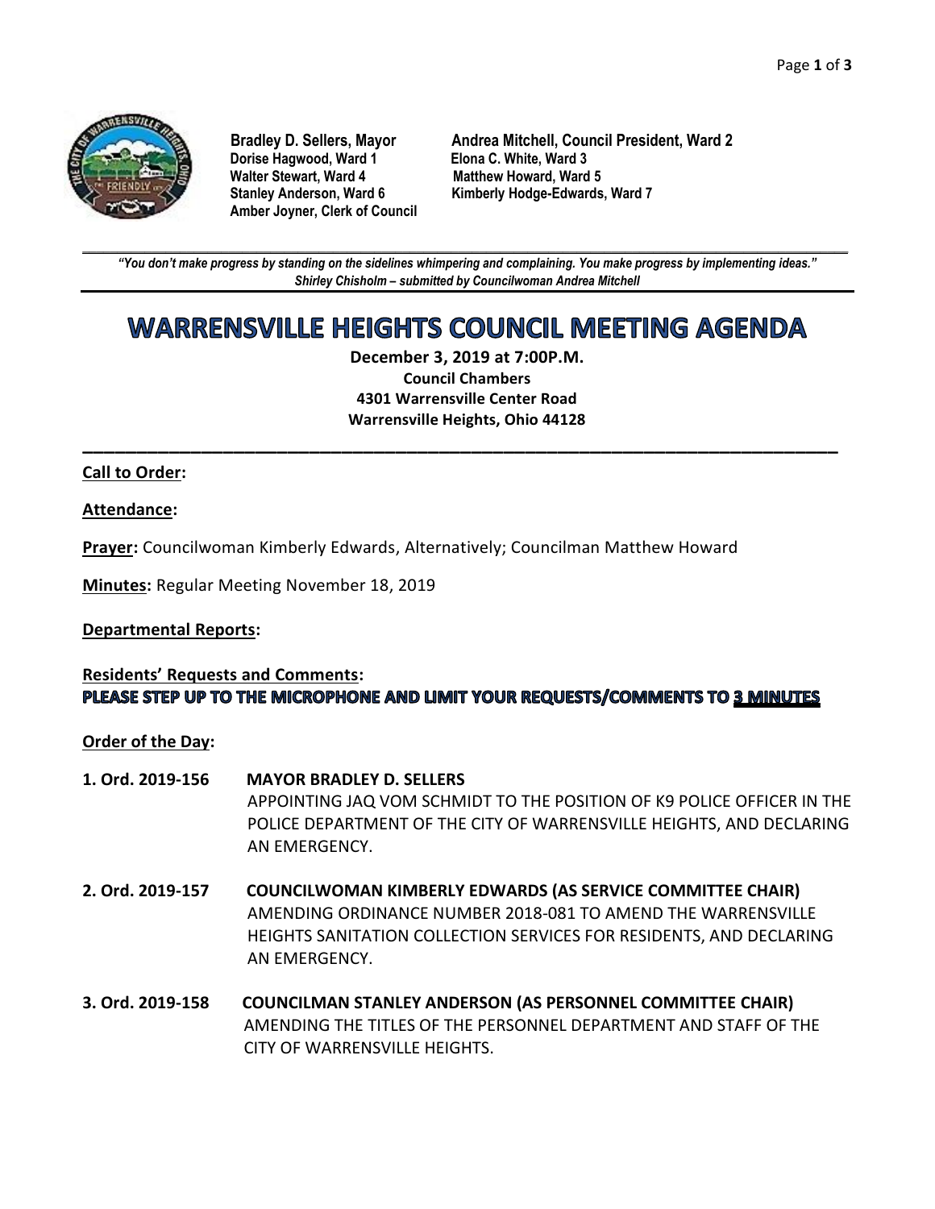**Bradley D. Sellers, Mayor**
**Andrea Mitchell, Council President, Ward 2**
**Dorise Hagwood, Ward 1**
**Elona C. White, Ward 3**
**Walter Stewart, Ward 4**
**Matthew Howard, Ward 5**
**Stanley Anderson, Ward 6**
**Kimberly Hodge-Edwards, Ward 7**
**Amber Joyner, Clerk of Council**

---

***"You don't make progress by standing on the sidelines whimpering and complaining. You make progress by implementing ideas."***
***Shirley Chisholm – submitted by Councilwoman Andrea Mitchell***

# WARRENSVILLE HEIGHTS COUNCIL MEETING AGENDA

**December 3, 2019 at 7:00P.M.**
**Council Chambers**
**4301 Warrensville Center Road**
**Warrensville Heights, Ohio 44128**

---

**Call to Order:**

**Attendance:**

**Prayer:** Councilwoman Kimberly Edwards, Alternatively; Councilman Matthew Howard

**Minutes:** Regular Meeting November 18, 2019

**Departmental Reports:**

**Residents' Requests and Comments:**
**PLEASE STEP UP TO THE MICROPHONE AND LIMIT YOUR REQUESTS/COMMENTS TO 3 MINUTES**

**Order of the Day:**

**1. Ord. 2019-156** **MAYOR BRADLEY D. SELLERS**
APPOINTING JAQ VOM SCHMIDT TO THE POSITION OF K9 POLICE OFFICER IN THE POLICE DEPARTMENT OF THE CITY OF WARRENSVILLE HEIGHTS, AND DECLARING AN EMERGENCY.

**2. Ord. 2019-157** **COUNCILWOMAN KIMBERLY EDWARDS (AS SERVICE COMMITTEE CHAIR)**
AMENDING ORDINANCE NUMBER 2018-081 TO AMEND THE WARRENSVILLE HEIGHTS SANITATION COLLECTION SERVICES FOR RESIDENTS, AND DECLARING AN EMERGENCY.

**3. Ord. 2019-158** **COUNCILMAN STANLEY ANDERSON (AS PERSONNEL COMMITTEE CHAIR)**
AMENDING THE TITLES OF THE PERSONNEL DEPARTMENT AND STAFF OF THE CITY OF WARRENSVILLE HEIGHTS.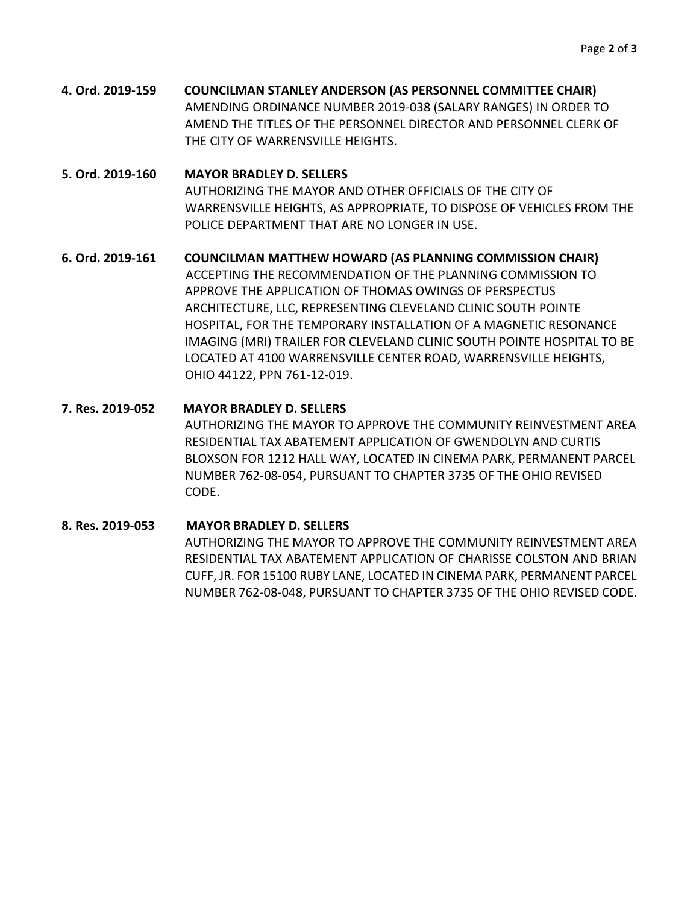**4. Ord. 2019-159 COUNCILMAN STANLEY ANDERSON (AS PERSONNEL COMMITTEE CHAIR)**

AMENDING ORDINANCE NUMBER 2019-038 (SALARY RANGES) IN ORDER TO AMEND THE TITLES OF THE PERSONNEL DIRECTOR AND PERSONNEL CLERK OF THE CITY OF WARRENSVILLE HEIGHTS.

**5. Ord. 2019-160 MAYOR BRADLEY D. SELLERS**

AUTHORIZING THE MAYOR AND OTHER OFFICIALS OF THE CITY OF WARRENSVILLE HEIGHTS, AS APPROPRIATE, TO DISPOSE OF VEHICLES FROM THE POLICE DEPARTMENT THAT ARE NO LONGER IN USE.

**6. Ord. 2019-161 COUNCILMAN MATTHEW HOWARD (AS PLANNING COMMISSION CHAIR)**

ACCEPTING THE RECOMMENDATION OF THE PLANNING COMMISSION TO APPROVE THE APPLICATION OF THOMAS OWINGS OF PERSPECTUS ARCHITECTURE, LLC, REPRESENTING CLEVELAND CLINIC SOUTH POINTE HOSPITAL, FOR THE TEMPORARY INSTALLATION OF A MAGNETIC RESONANCE IMAGING (MRI) TRAILER FOR CLEVELAND CLINIC SOUTH POINTE HOSPITAL TO BE LOCATED AT 4100 WARRENSVILLE CENTER ROAD, WARRENSVILLE HEIGHTS, OHIO 44122, PPN 761-12-019.

**7. Res. 2019-052 MAYOR BRADLEY D. SELLERS**

AUTHORIZING THE MAYOR TO APPROVE THE COMMUNITY REINVESTMENT AREA RESIDENTIAL TAX ABATEMENT APPLICATION OF GWENDOLYN AND CURTIS BLOXSON FOR 1212 HALL WAY, LOCATED IN CINEMA PARK, PERMANENT PARCEL NUMBER 762-08-054, PURSUANT TO CHAPTER 3735 OF THE OHIO REVISED CODE.

**8. Res. 2019-053 MAYOR BRADLEY D. SELLERS**

AUTHORIZING THE MAYOR TO APPROVE THE COMMUNITY REINVESTMENT AREA RESIDENTIAL TAX ABATEMENT APPLICATION OF CHARISSE COLSTON AND BRIAN CUFF, JR. FOR 15100 RUBY LANE, LOCATED IN CINEMA PARK, PERMANENT PARCEL NUMBER 762-08-048, PURSUANT TO CHAPTER 3735 OF THE OHIO REVISED CODE.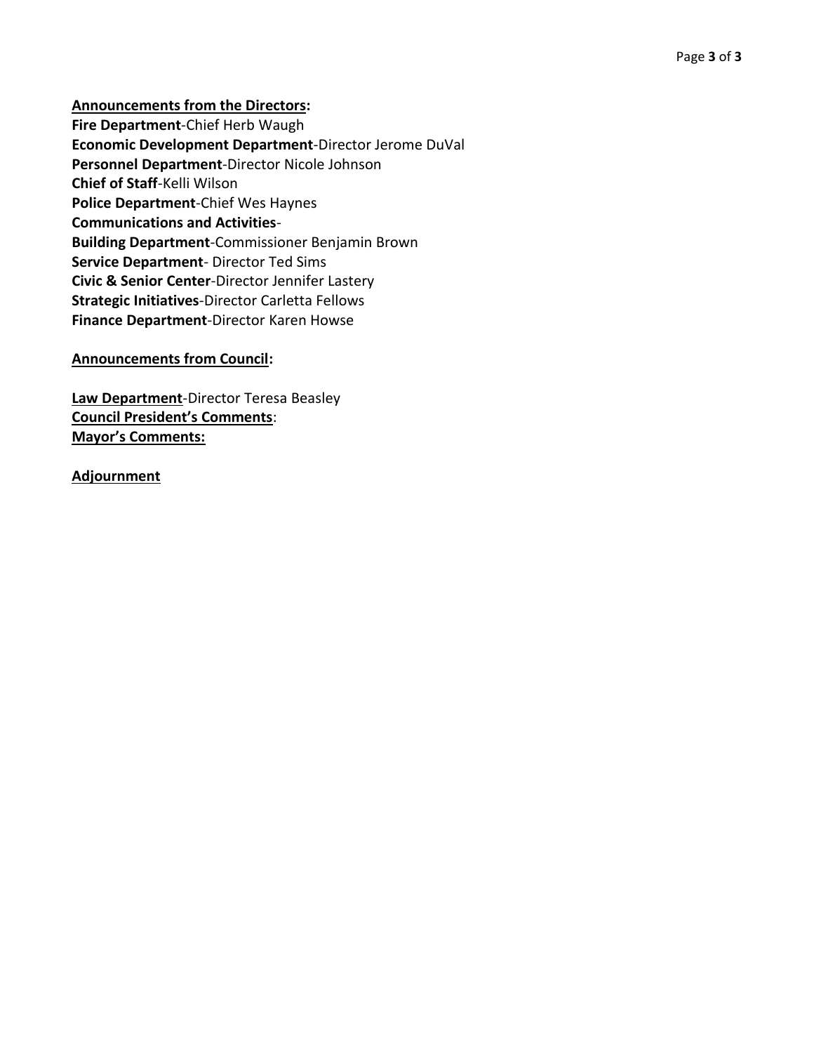**<u>Announcements from the Directors</u>:**

**Fire Department**-Chief Herb Waugh
**Economic Development Department**-Director Jerome DuVal
**Personnel Department**-Director Nicole Johnson
**Chief of Staff**-Kelli Wilson
**Police Department**-Chief Wes Haynes
**Communications and Activities**-
**Building Department**-Commissioner Benjamin Brown
**Service Department**- Director Ted Sims
**Civic & Senior Center**-Director Jennifer Lastery
**Strategic Initiatives**-Director Carletta Fellows
**Finance Department**-Director Karen Howse

**<u>Announcements from Council</u>:**

**<u>Law Department</u>**-Director Teresa Beasley
**<u>Council President's Comments</u>**:
**<u>Mayor's Comments:</u>**

**<u>Adjournment</u>**